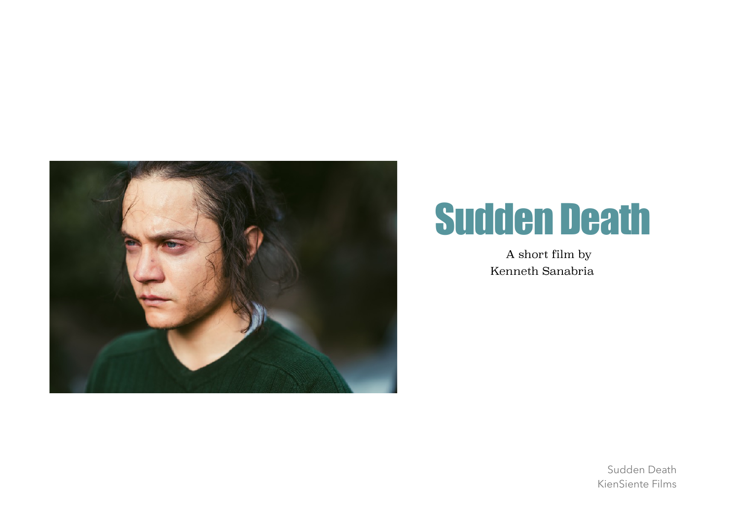# Sudden Death

A short film by
Kenneth Sanabria

Sudden Death
KienSiente Films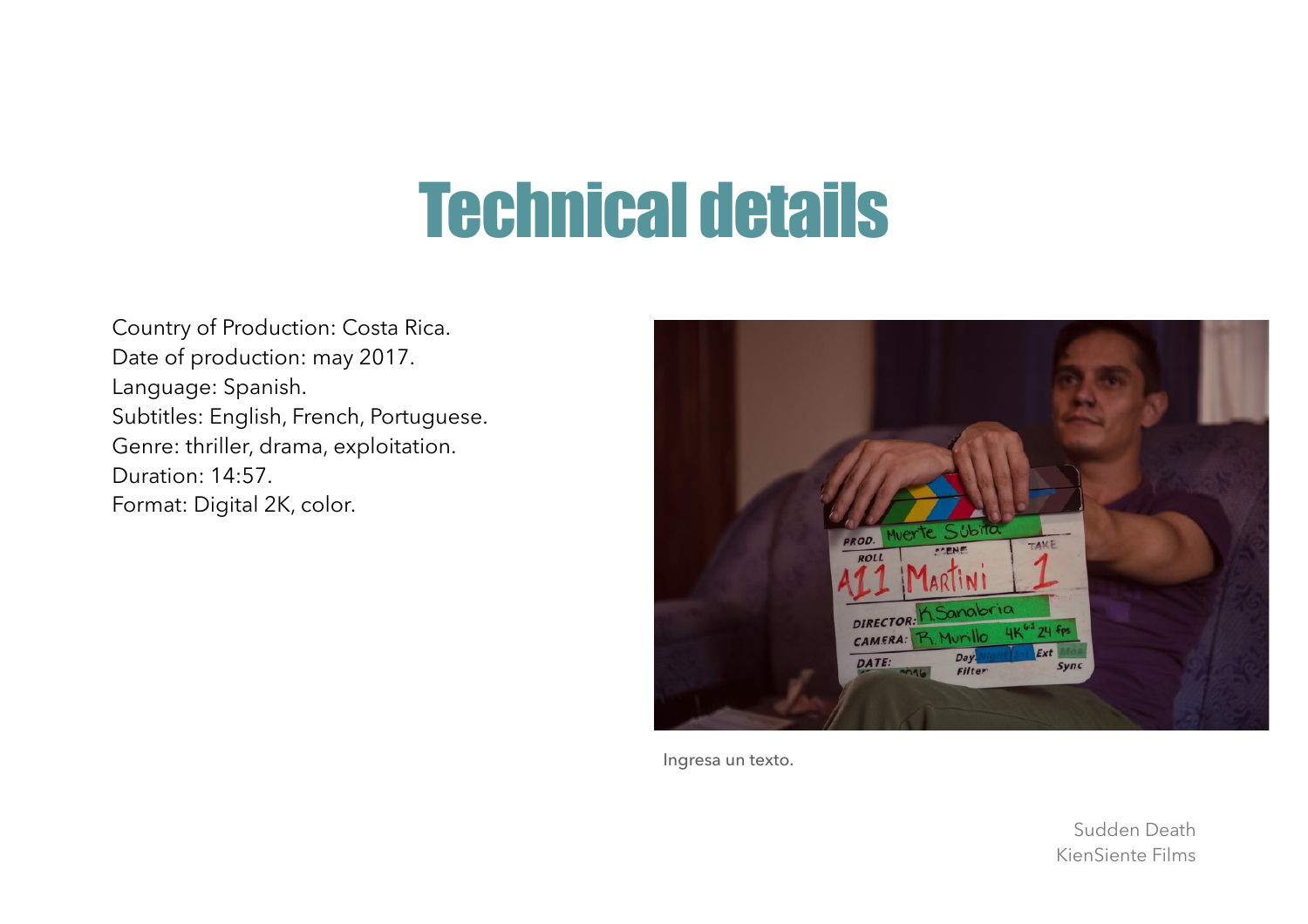# Technical details

Country of Production: Costa Rica.
Date of production: may 2017.
Language: Spanish.
Subtitles: English, French, Portuguese.
Genre: thriller, drama, exploitation.
Duration: 14:57.
Format: Digital 2K, color.

Ingresa un texto.

Sudden Death
KienSiente Films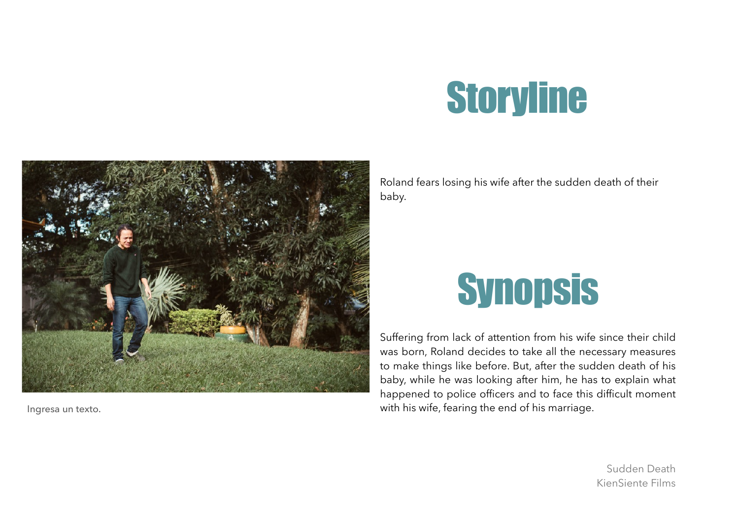# Storyline

Roland fears losing his wife after the sudden death of their baby.

Ingresa un texto.

# Synopsis

Suffering from lack of attention from his wife since their child was born, Roland decides to take all the necessary measures to make things like before. But, after the sudden death of his baby, while he was looking after him, he has to explain what happened to police officers and to face this difficult moment with his wife, fearing the end of his marriage.

Sudden Death
KienSiente Films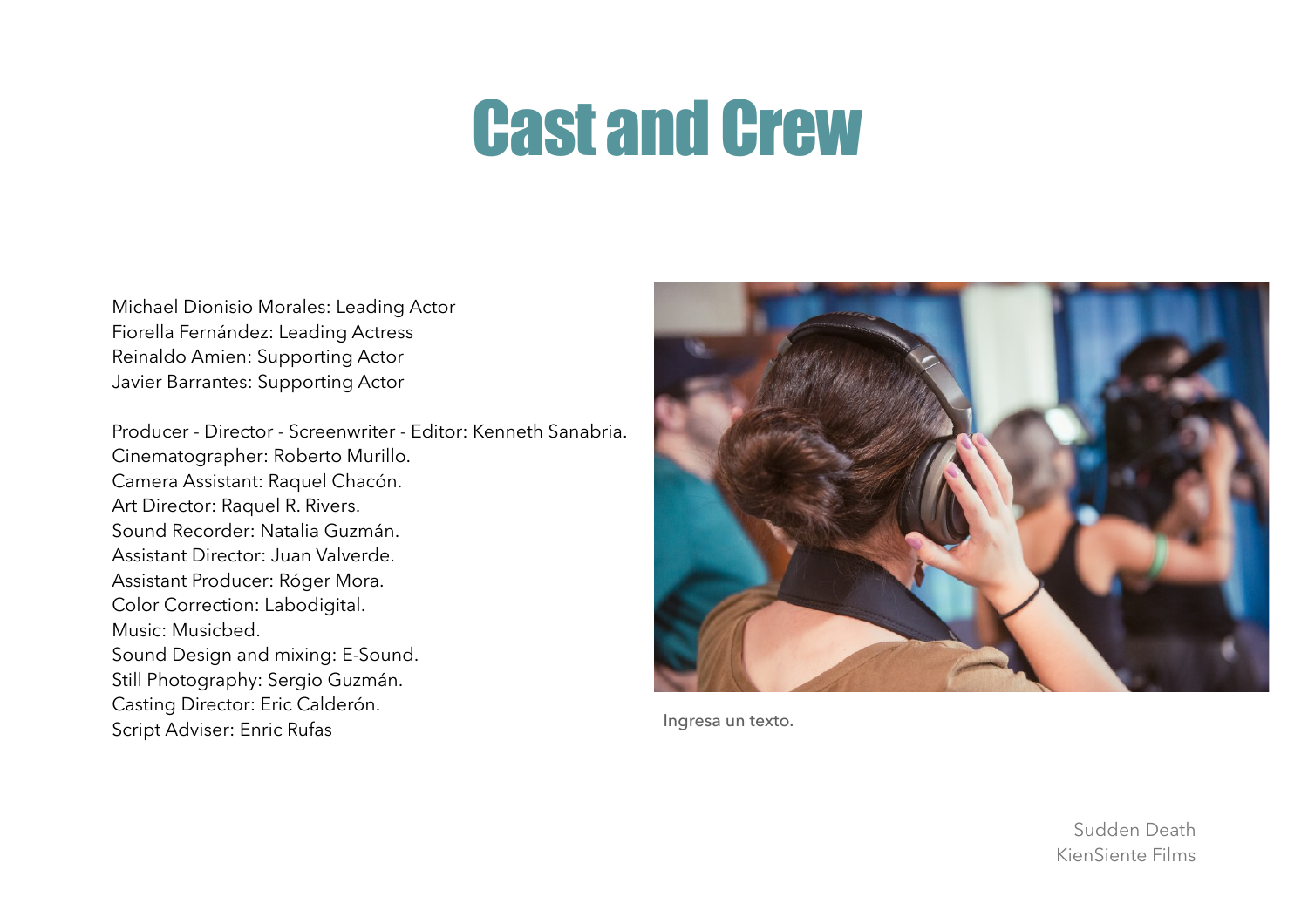# Cast and Crew

Michael Dionisio Morales: Leading Actor
Fiorella Fernández: Leading Actress
Reinaldo Amien: Supporting Actor
Javier Barrantes: Supporting Actor

Producer - Director - Screenwriter - Editor: Kenneth Sanabria.
Cinematographer: Roberto Murillo.
Camera Assistant: Raquel Chacón.
Art Director: Raquel R. Rivers.
Sound Recorder: Natalia Guzmán.
Assistant Director: Juan Valverde.
Assistant Producer: Róger Mora.
Color Correction: Labodigital.
Music: Musicbed.
Sound Design and mixing: E-Sound.
Still Photography: Sergio Guzmán.
Casting Director: Eric Calderón.
Script Adviser: Enric Rufas

Ingresa un texto.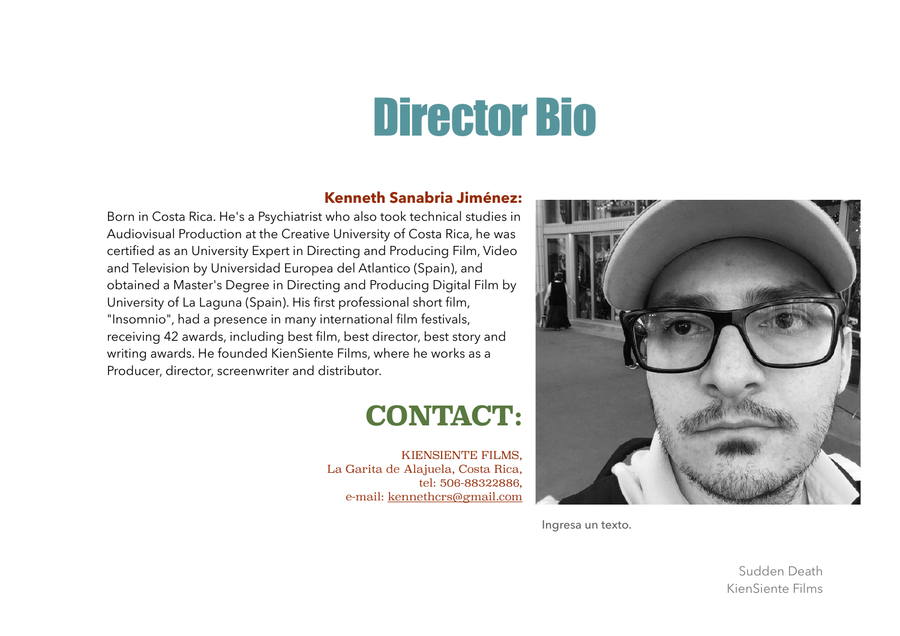# Director Bio

**Kenneth Sanabria Jiménez:**

Born in Costa Rica. He's a Psychiatrist who also took technical studies in Audiovisual Production at the Creative University of Costa Rica, he was certified as an University Expert in Directing and Producing Film, Video and Television by Universidad Europea del Atlantico (Spain), and obtained a Master's Degree in Directing and Producing Digital Film by University of La Laguna (Spain). His first professional short film, "Insomnio", had a presence in many international film festivals, receiving 42 awards, including best film, best director, best story and writing awards. He founded KienSiente Films, where he works as a Producer, director, screenwriter and distributor.

## CONTACT:

KIENSIENTE FILMS,
La Garita de Alajuela, Costa Rica,
tel: 506-88322886,
e-mail: kennethcrs@gmail.com

Ingresa un texto.

Sudden Death
KienSiente Films